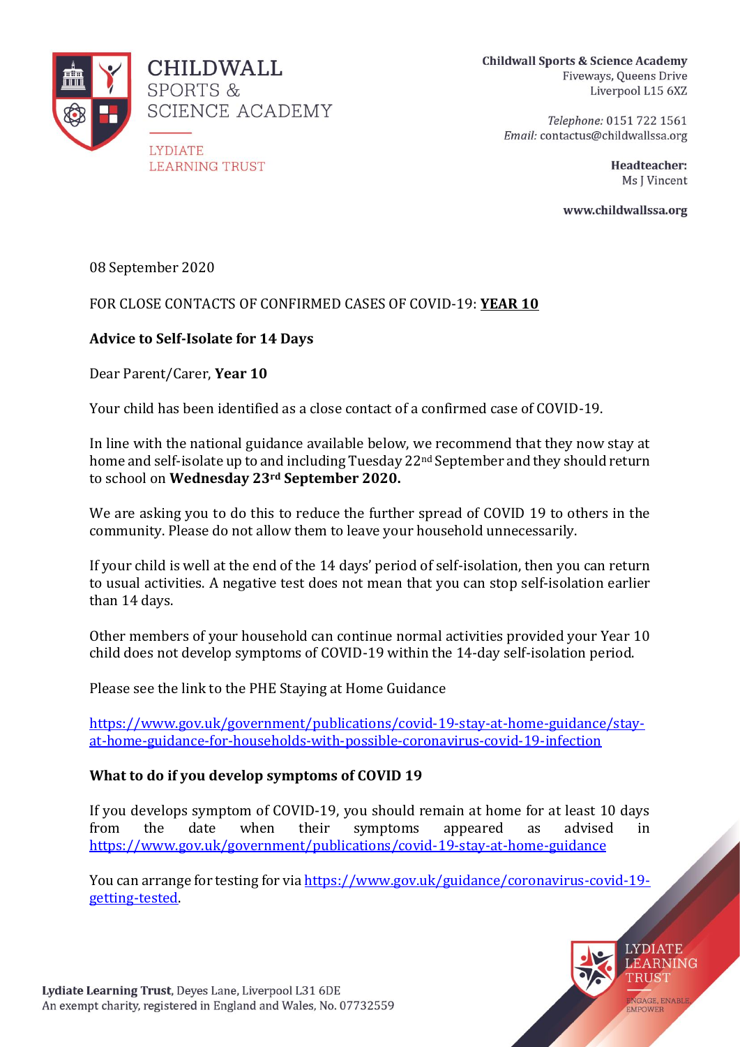CHILDWALL SPORTS & SCIENCE ACADEMY

LYDIATE LEARNING TRUST

**Childwall Sports & Science Academy**
Fiveways, Queens Drive
Liverpool L15 6XZ

*Telephone:* 0151 722 1561
*Email:* contactus@childwallssa.org

**Headteacher:**
Ms J Vincent

**www.childwallssa.org**

08 September 2020

FOR CLOSE CONTACTS OF CONFIRMED CASES OF COVID-19: **YEAR 10**

**Advice to Self-Isolate for 14 Days**

Dear Parent/Carer, **Year 10**

Your child has been identified as a close contact of a confirmed case of COVID-19.

In line with the national guidance available below, we recommend that they now stay at home and self-isolate up to and including Tuesday 22nd September and they should return to school on **Wednesday 23rd September 2020.**

We are asking you to do this to reduce the further spread of COVID 19 to others in the community. Please do not allow them to leave your household unnecessarily.

If your child is well at the end of the 14 days' period of self-isolation, then you can return to usual activities. A negative test does not mean that you can stop self-isolation earlier than 14 days.

Other members of your household can continue normal activities provided your Year 10 child does not develop symptoms of COVID-19 within the 14-day self-isolation period.

Please see the link to the PHE Staying at Home Guidance

https://www.gov.uk/government/publications/covid-19-stay-at-home-guidance/stay-at-home-guidance-for-households-with-possible-coronavirus-covid-19-infection

**What to do if you develop symptoms of COVID 19**

If you develops symptom of COVID-19, you should remain at home for at least 10 days from the date when their symptoms appeared as advised in https://www.gov.uk/government/publications/covid-19-stay-at-home-guidance

You can arrange for testing for via https://www.gov.uk/guidance/coronavirus-covid-19-getting-tested.

**Lydiate Learning Trust**, Deyes Lane, Liverpool L31 6DE
An exempt charity, registered in England and Wales, No. 07732559

LYDIATE LEARNING TRUST
ENGAGE, ENABLE, EMPOWER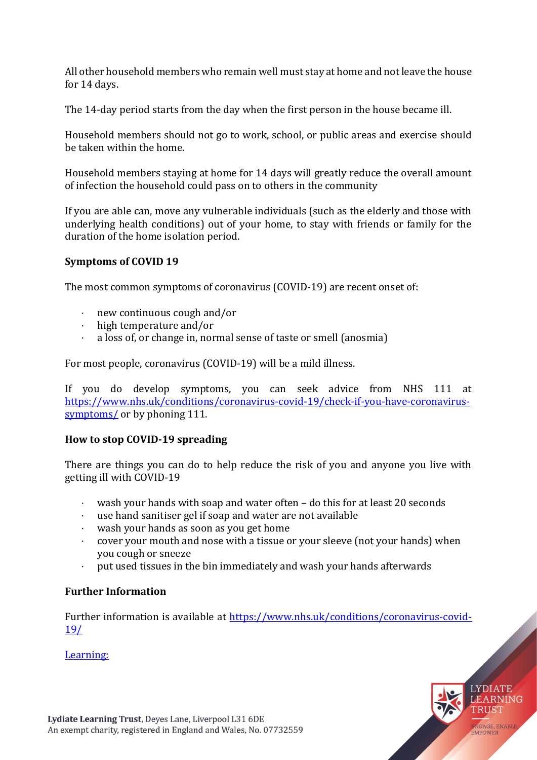All other household members who remain well must stay at home and not leave the house for 14 days.

The 14-day period starts from the day when the first person in the house became ill.

Household members should not go to work, school, or public areas and exercise should be taken within the home.

Household members staying at home for 14 days will greatly reduce the overall amount of infection the household could pass on to others in the community

If you are able can, move any vulnerable individuals (such as the elderly and those with underlying health conditions) out of your home, to stay with friends or family for the duration of the home isolation period.

**Symptoms of COVID 19**

The most common symptoms of coronavirus (COVID-19) are recent onset of:

- new continuous cough and/or
- high temperature and/or
- a loss of, or change in, normal sense of taste or smell (anosmia)

For most people, coronavirus (COVID-19) will be a mild illness.

If you do develop symptoms, you can seek advice from NHS 111 at [https://www.nhs.uk/conditions/coronavirus-covid-19/check-if-you-have-coronavirus-symptoms/](https://www.nhs.uk/conditions/coronavirus-covid-19/check-if-you-have-coronavirus-symptoms/) or by phoning 111.

**How to stop COVID-19 spreading**

There are things you can do to help reduce the risk of you and anyone you live with getting ill with COVID-19

- wash your hands with soap and water often – do this for at least 20 seconds
- use hand sanitiser gel if soap and water are not available
- wash your hands as soon as you get home
- cover your mouth and nose with a tissue or your sleeve (not your hands) when you cough or sneeze
- put used tissues in the bin immediately and wash your hands afterwards

**Further Information**

Further information is available at [https://www.nhs.uk/conditions/coronavirus-covid-19/](https://www.nhs.uk/conditions/coronavirus-covid-19/)

Learning: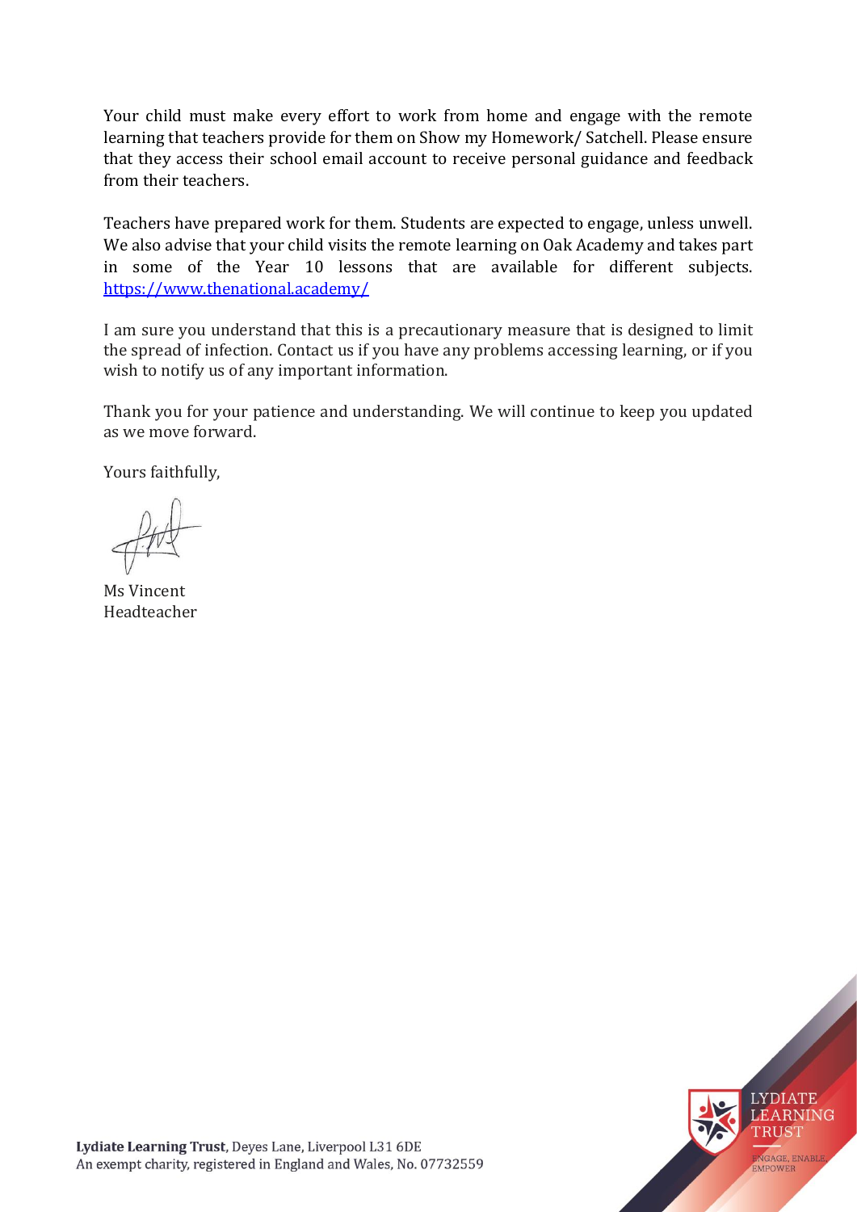Your child must make every effort to work from home and engage with the remote learning that teachers provide for them on Show my Homework/ Satchell. Please ensure that they access their school email account to receive personal guidance and feedback from their teachers.

Teachers have prepared work for them. Students are expected to engage, unless unwell. We also advise that your child visits the remote learning on Oak Academy and takes part in some of the Year 10 lessons that are available for different subjects. https://www.thenational.academy/

I am sure you understand that this is a precautionary measure that is designed to limit the spread of infection. Contact us if you have any problems accessing learning, or if you wish to notify us of any important information.

Thank you for your patience and understanding. We will continue to keep you updated as we move forward.

Yours faithfully,

Ms Vincent
Headteacher

**Lydiate Learning Trust**, Deyes Lane, Liverpool L31 6DE
An exempt charity, registered in England and Wales, No. 07732559

LYDIATE LEARNING TRUST
ENGAGE, ENABLE, EMPOWER